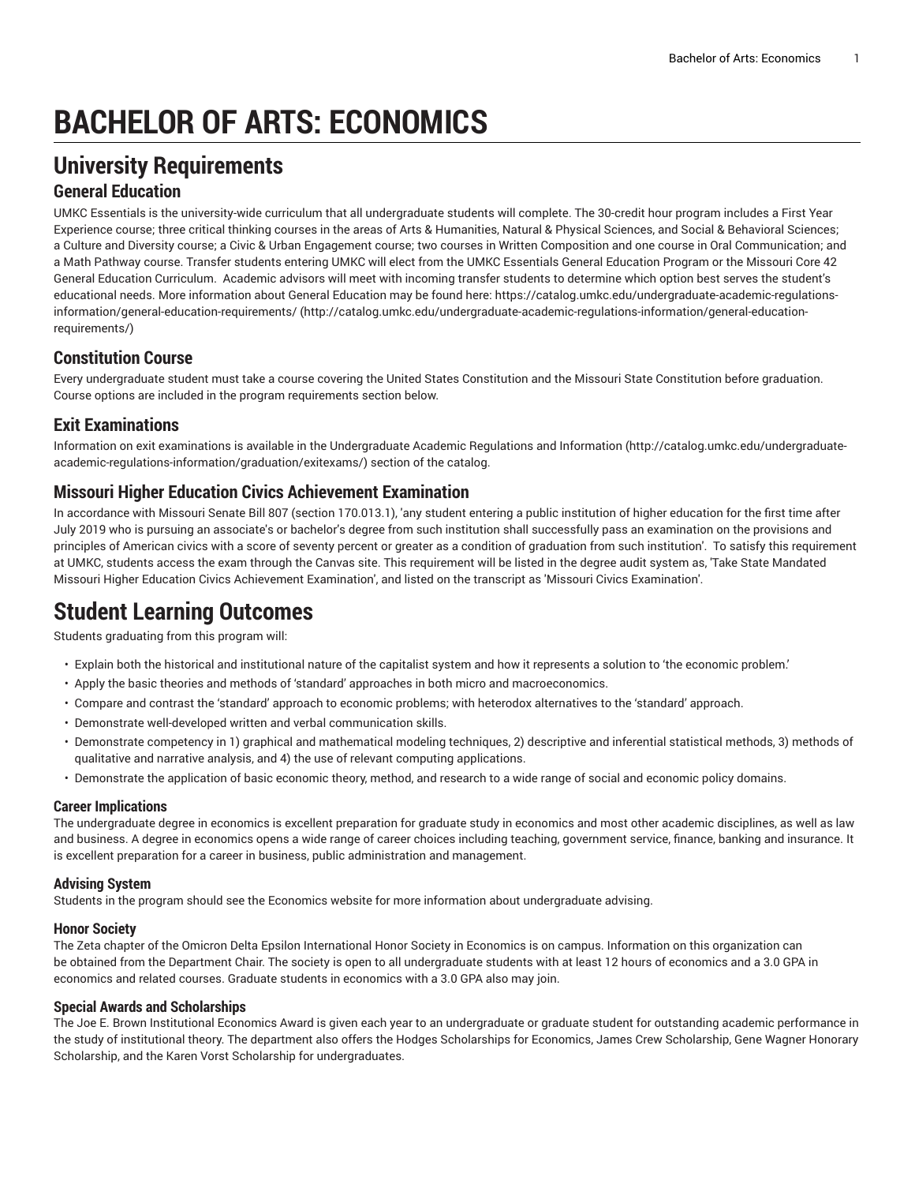# BACHELOR OF ARTS: ECONOMICS

## University Requirements

### General Education

UMKC Essentials is the university-wide curriculum that all undergraduate students will complete. The 30-credit hour program includes a First Year Experience course; three critical thinking courses in the areas of Arts & Humanities, Natural & Physical Sciences, and Social & Behavioral Sciences; a Culture and Diversity course; a Civic & Urban Engagement course; two courses in Written Composition and one course in Oral Communication; and a Math Pathway course. Transfer students entering UMKC will elect from the UMKC Essentials General Education Program or the Missouri Core 42 General Education Curriculum. Academic advisors will meet with incoming transfer students to determine which option best serves the student's educational needs. More information about General Education may be found here: https://catalog.umkc.edu/undergraduate-academic-regulations-information/general-education-requirements/ (http://catalog.umkc.edu/undergraduate-academic-regulations-information/general-education-requirements/)

### Constitution Course

Every undergraduate student must take a course covering the United States Constitution and the Missouri State Constitution before graduation. Course options are included in the program requirements section below.

### Exit Examinations

Information on exit examinations is available in the Undergraduate Academic Regulations and Information (http://catalog.umkc.edu/undergraduate-academic-regulations-information/graduation/exitexams/) section of the catalog.

### Missouri Higher Education Civics Achievement Examination

In accordance with Missouri Senate Bill 807 (section 170.013.1), 'any student entering a public institution of higher education for the first time after July 2019 who is pursuing an associate's or bachelor's degree from such institution shall successfully pass an examination on the provisions and principles of American civics with a score of seventy percent or greater as a condition of graduation from such institution'. To satisfy this requirement at UMKC, students access the exam through the Canvas site. This requirement will be listed in the degree audit system as, 'Take State Mandated Missouri Higher Education Civics Achievement Examination', and listed on the transcript as 'Missouri Civics Examination'.

## Student Learning Outcomes

Students graduating from this program will:

- Explain both the historical and institutional nature of the capitalist system and how it represents a solution to 'the economic problem.'
- Apply the basic theories and methods of 'standard' approaches in both micro and macroeconomics.
- Compare and contrast the 'standard' approach to economic problems; with heterodox alternatives to the 'standard' approach.
- Demonstrate well-developed written and verbal communication skills.
- Demonstrate competency in 1) graphical and mathematical modeling techniques, 2) descriptive and inferential statistical methods, 3) methods of qualitative and narrative analysis, and 4) the use of relevant computing applications.
- Demonstrate the application of basic economic theory, method, and research to a wide range of social and economic policy domains.

#### Career Implications

The undergraduate degree in economics is excellent preparation for graduate study in economics and most other academic disciplines, as well as law and business. A degree in economics opens a wide range of career choices including teaching, government service, finance, banking and insurance. It is excellent preparation for a career in business, public administration and management.

#### Advising System

Students in the program should see the Economics website for more information about undergraduate advising.

#### Honor Society

The Zeta chapter of the Omicron Delta Epsilon International Honor Society in Economics is on campus. Information on this organization can be obtained from the Department Chair. The society is open to all undergraduate students with at least 12 hours of economics and a 3.0 GPA in economics and related courses. Graduate students in economics with a 3.0 GPA also may join.

#### Special Awards and Scholarships

The Joe E. Brown Institutional Economics Award is given each year to an undergraduate or graduate student for outstanding academic performance in the study of institutional theory. The department also offers the Hodges Scholarships for Economics, James Crew Scholarship, Gene Wagner Honorary Scholarship, and the Karen Vorst Scholarship for undergraduates.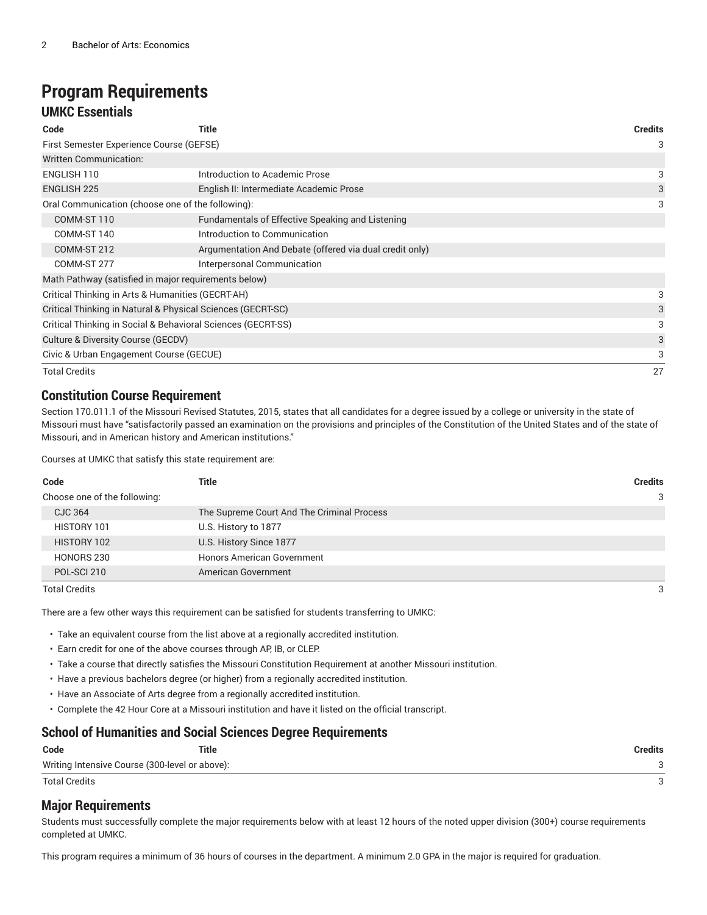# Program Requirements

## UMKC Essentials

| Code | Title | Credits |
|---|---|---|
| First Semester Experience Course (GEFSE) | | 3 |
| Written Communication: | | |
| ENGLISH 110 | Introduction to Academic Prose | 3 |
| ENGLISH 225 | English II: Intermediate Academic Prose | 3 |
| Oral Communication (choose one of the following): | | 3 |
| COMM-ST 110 | Fundamentals of Effective Speaking and Listening | |
| COMM-ST 140 | Introduction to Communication | |
| COMM-ST 212 | Argumentation And Debate (offered via dual credit only) | |
| COMM-ST 277 | Interpersonal Communication | |
| Math Pathway (satisfied in major requirements below) | | |
| Critical Thinking in Arts & Humanities (GECRT-AH) | | 3 |
| Critical Thinking in Natural & Physical Sciences (GECRT-SC) | | 3 |
| Critical Thinking in Social & Behavioral Sciences (GECRT-SS) | | 3 |
| Culture & Diversity Course (GECDV) | | 3 |
| Civic & Urban Engagement Course (GECUE) | | 3 |
| Total Credits | | 27 |

## Constitution Course Requirement

Section 170.011.1 of the Missouri Revised Statutes, 2015, states that all candidates for a degree issued by a college or university in the state of Missouri must have "satisfactorily passed an examination on the provisions and principles of the Constitution of the United States and of the state of Missouri, and in American history and American institutions."

Courses at UMKC that satisfy this state requirement are:

| Code | Title | Credits |
|---|---|---|
| Choose one of the following: | | 3 |
| CJC 364 | The Supreme Court And The Criminal Process | |
| HISTORY 101 | U.S. History to 1877 | |
| HISTORY 102 | U.S. History Since 1877 | |
| HONORS 230 | Honors American Government | |
| POL-SCI 210 | American Government | |
| Total Credits | | 3 |

There are a few other ways this requirement can be satisfied for students transferring to UMKC:

- Take an equivalent course from the list above at a regionally accredited institution.
- Earn credit for one of the above courses through AP, IB, or CLEP.
- Take a course that directly satisfies the Missouri Constitution Requirement at another Missouri institution.
- Have a previous bachelors degree (or higher) from a regionally accredited institution.
- Have an Associate of Arts degree from a regionally accredited institution.
- Complete the 42 Hour Core at a Missouri institution and have it listed on the official transcript.

## School of Humanities and Social Sciences Degree Requirements

| Code | Title | Credits |
|---|---|---|
| Writing Intensive Course (300-level or above): | | 3 |
| Total Credits | | 3 |

## Major Requirements

Students must successfully complete the major requirements below with at least 12 hours of the noted upper division (300+) course requirements completed at UMKC.

This program requires a minimum of 36 hours of courses in the department. A minimum 2.0 GPA in the major is required for graduation.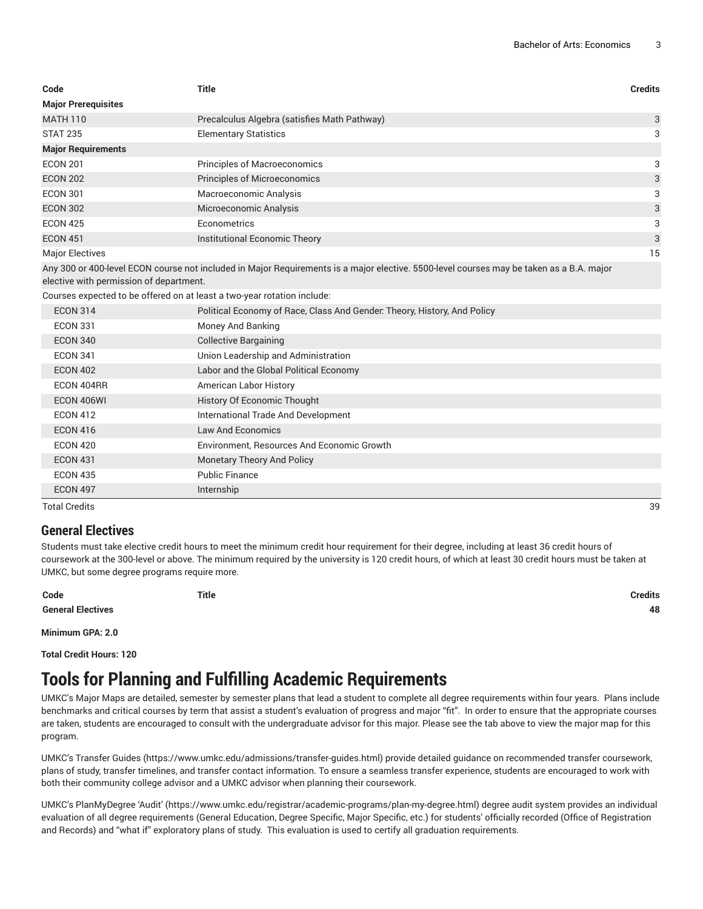| Code | Title | Credits |
| --- | --- | --- |
| **Major Prerequisites** | | |
| MATH 110 | Precalculus Algebra (satisfies Math Pathway) | 3 |
| STAT 235 | Elementary Statistics | 3 |
| **Major Requirements** | | |
| ECON 201 | Principles of Macroeconomics | 3 |
| ECON 202 | Principles of Microeconomics | 3 |
| ECON 301 | Macroeconomic Analysis | 3 |
| ECON 302 | Microeconomic Analysis | 3 |
| ECON 425 | Econometrics | 3 |
| ECON 451 | Institutional Economic Theory | 3 |
| Major Electives | | 15 |
| Any 300 or 400-level ECON course not included in Major Requirements is a major elective. 5500-level courses may be taken as a B.A. major elective with permission of department. | | |
| Courses expected to be offered on at least a two-year rotation include: | | |
| ECON 314 | Political Economy of Race, Class And Gender: Theory, History, And Policy | |
| ECON 331 | Money And Banking | |
| ECON 340 | Collective Bargaining | |
| ECON 341 | Union Leadership and Administration | |
| ECON 402 | Labor and the Global Political Economy | |
| ECON 404RR | American Labor History | |
| ECON 406WI | History Of Economic Thought | |
| ECON 412 | International Trade And Development | |
| ECON 416 | Law And Economics | |
| ECON 420 | Environment, Resources And Economic Growth | |
| ECON 431 | Monetary Theory And Policy | |
| ECON 435 | Public Finance | |
| ECON 497 | Internship | |
| Total Credits | | 39 |

## General Electives

Students must take elective credit hours to meet the minimum credit hour requirement for their degree, including at least 36 credit hours of coursework at the 300-level or above. The minimum required by the university is 120 credit hours, of which at least 30 credit hours must be taken at UMKC, but some degree programs require more.

| Code | Title | Credits |
| --- | --- | --- |
| **General Electives** | | **48** |

**Minimum GPA: 2.0**

**Total Credit Hours: 120**

# Tools for Planning and Fulfilling Academic Requirements

UMKC's Major Maps are detailed, semester by semester plans that lead a student to complete all degree requirements within four years. Plans include benchmarks and critical courses by term that assist a student's evaluation of progress and major "fit". In order to ensure that the appropriate courses are taken, students are encouraged to consult with the undergraduate advisor for this major. Please see the tab above to view the major map for this program.

UMKC's Transfer Guides (https://www.umkc.edu/admissions/transfer-guides.html) provide detailed guidance on recommended transfer coursework, plans of study, transfer timelines, and transfer contact information. To ensure a seamless transfer experience, students are encouraged to work with both their community college advisor and a UMKC advisor when planning their coursework.

UMKC's PlanMyDegree 'Audit' (https://www.umkc.edu/registrar/academic-programs/plan-my-degree.html) degree audit system provides an individual evaluation of all degree requirements (General Education, Degree Specific, Major Specific, etc.) for students' officially recorded (Office of Registration and Records) and "what if" exploratory plans of study. This evaluation is used to certify all graduation requirements.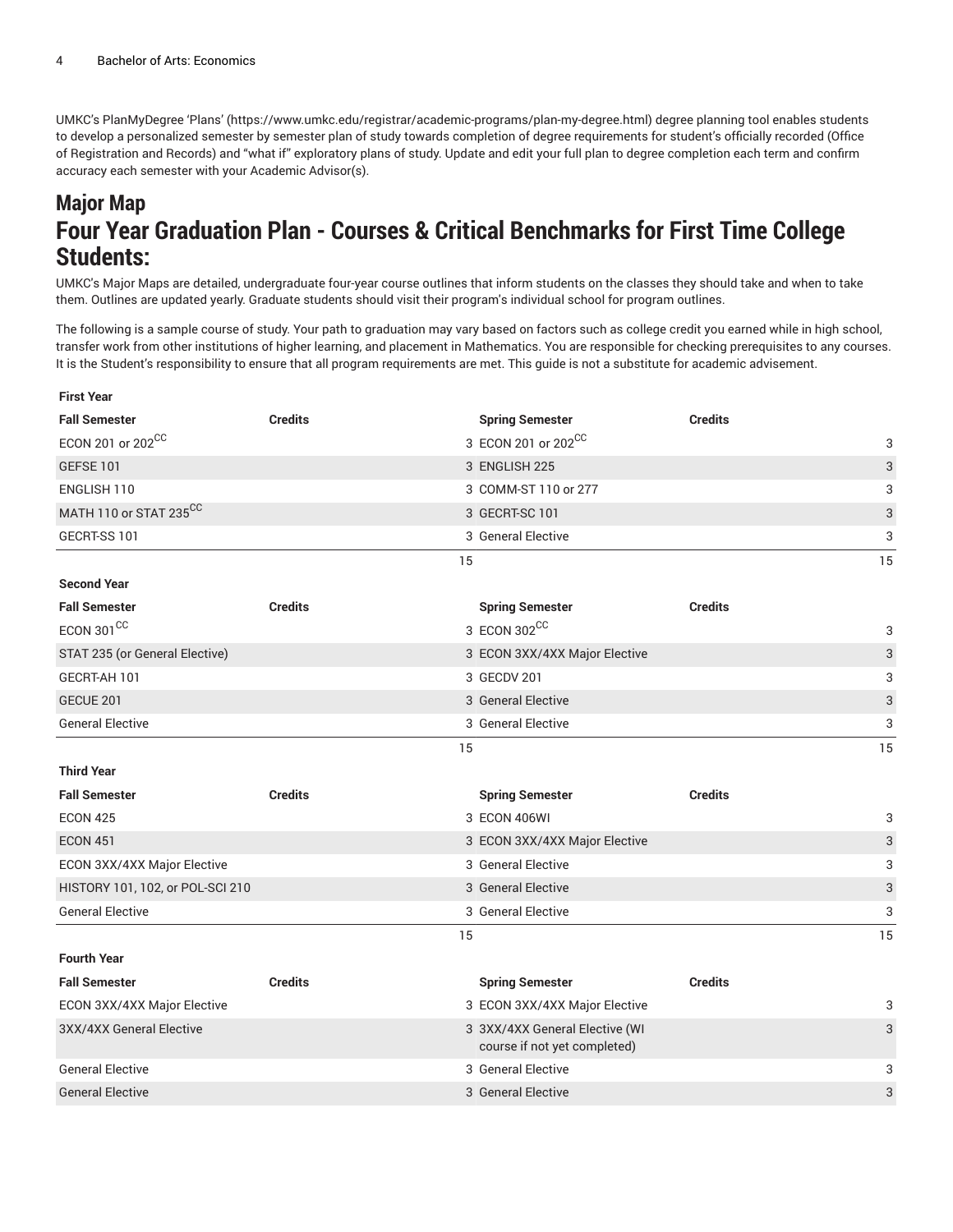UMKC's PlanMyDegree 'Plans' (https://www.umkc.edu/registrar/academic-programs/plan-my-degree.html) degree planning tool enables students to develop a personalized semester by semester plan of study towards completion of degree requirements for student's officially recorded (Office of Registration and Records) and "what if" exploratory plans of study. Update and edit your full plan to degree completion each term and confirm accuracy each semester with your Academic Advisor(s).

## Major Map

## Four Year Graduation Plan - Courses & Critical Benchmarks for First Time College Students:

UMKC's Major Maps are detailed, undergraduate four-year course outlines that inform students on the classes they should take and when to take them. Outlines are updated yearly. Graduate students should visit their program's individual school for program outlines.

The following is a sample course of study. Your path to graduation may vary based on factors such as college credit you earned while in high school, transfer work from other institutions of higher learning, and placement in Mathematics. You are responsible for checking prerequisites to any courses. It is the Student's responsibility to ensure that all program requirements are met. This guide is not a substitute for academic advisement.

| First Year | | | |
|---|---|---|---|
| **Fall Semester** | **Credits** | **Spring Semester** | **Credits** |
| ECON 201 or 202[CC] | 3 | ECON 201 or 202[CC] | 3 |
| GEFSE 101 | 3 | ENGLISH 225 | 3 |
| ENGLISH 110 | 3 | COMM-ST 110 or 277 | 3 |
| MATH 110 or STAT 235[CC] | 3 | GECRT-SC 101 | 3 |
| GECRT-SS 101 | 3 | General Elective | 3 |
| | 15 | | 15 |
| **Second Year** | | | |
| **Fall Semester** | **Credits** | **Spring Semester** | **Credits** |
| ECON 301[CC] | 3 | ECON 302[CC] | 3 |
| STAT 235 (or General Elective) | 3 | ECON 3XX/4XX Major Elective | 3 |
| GECRT-AH 101 | 3 | GECDV 201 | 3 |
| GECUE 201 | 3 | General Elective | 3 |
| General Elective | 3 | General Elective | 3 |
| | 15 | | 15 |
| **Third Year** | | | |
| **Fall Semester** | **Credits** | **Spring Semester** | **Credits** |
| ECON 425 | 3 | ECON 406WI | 3 |
| ECON 451 | 3 | ECON 3XX/4XX Major Elective | 3 |
| ECON 3XX/4XX Major Elective | 3 | General Elective | 3 |
| HISTORY 101, 102, or POL-SCI 210 | 3 | General Elective | 3 |
| General Elective | 3 | General Elective | 3 |
| | 15 | | 15 |
| **Fourth Year** | | | |
| **Fall Semester** | **Credits** | **Spring Semester** | **Credits** |
| ECON 3XX/4XX Major Elective | 3 | ECON 3XX/4XX Major Elective | 3 |
| 3XX/4XX General Elective | 3 | 3XX/4XX General Elective (WI course if not yet completed) | 3 |
| General Elective | 3 | General Elective | 3 |
| General Elective | 3 | General Elective | 3 |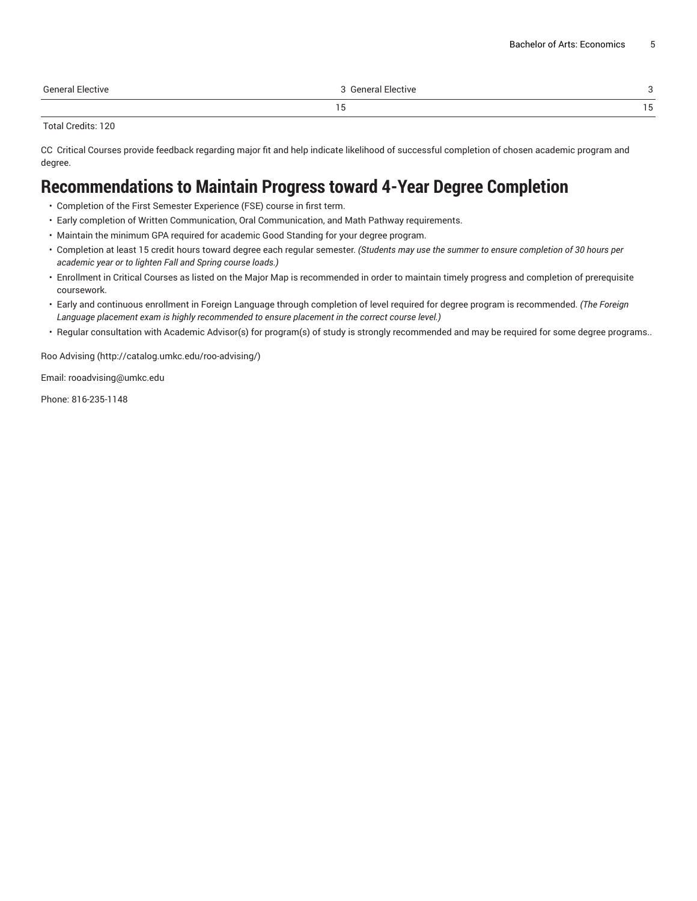| | | | |
|---|---|---|---|
| General Elective | 3 | General Elective | 3 |
| | 15 | | 15 |

Total Credits: 120

CC Critical Courses provide feedback regarding major fit and help indicate likelihood of successful completion of chosen academic program and degree.

# Recommendations to Maintain Progress toward 4-Year Degree Completion

- Completion of the First Semester Experience (FSE) course in first term.
- Early completion of Written Communication, Oral Communication, and Math Pathway requirements.
- Maintain the minimum GPA required for academic Good Standing for your degree program.
- Completion at least 15 credit hours toward degree each regular semester. *(Students may use the summer to ensure completion of 30 hours per academic year or to lighten Fall and Spring course loads.)*
- Enrollment in Critical Courses as listed on the Major Map is recommended in order to maintain timely progress and completion of prerequisite coursework.
- Early and continuous enrollment in Foreign Language through completion of level required for degree program is recommended. *(The Foreign Language placement exam is highly recommended to ensure placement in the correct course level.)*
- Regular consultation with Academic Advisor(s) for program(s) of study is strongly recommended and may be required for some degree programs..

Roo Advising (http://catalog.umkc.edu/roo-advising/)

Email: rooadvising@umkc.edu

Phone: 816-235-1148